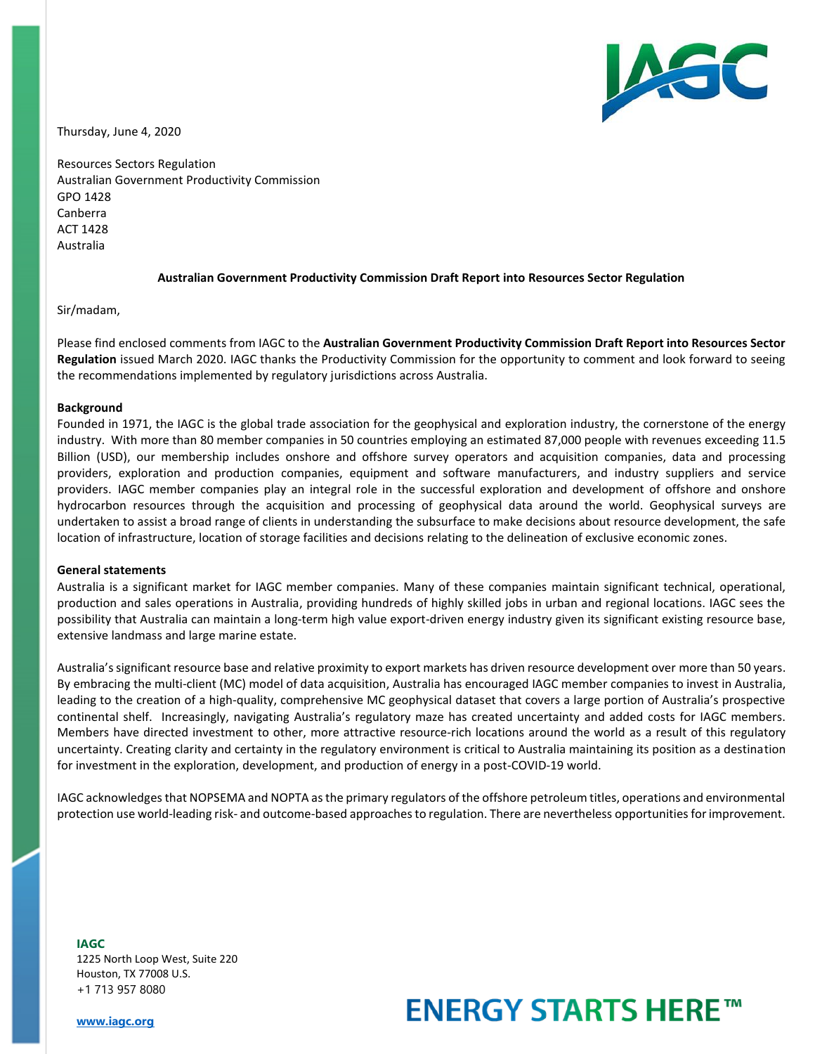Thursday, June 4, 2020

Resources Sectors Regulation
Australian Government Productivity Commission
GPO 1428
Canberra
ACT 1428
Australia

**Australian Government Productivity Commission Draft Report into Resources Sector Regulation**

Sir/madam,

Please find enclosed comments from IAGC to the **Australian Government Productivity Commission Draft Report into Resources Sector Regulation** issued March 2020. IAGC thanks the Productivity Commission for the opportunity to comment and look forward to seeing the recommendations implemented by regulatory jurisdictions across Australia.

**Background**

Founded in 1971, the IAGC is the global trade association for the geophysical and exploration industry, the cornerstone of the energy industry. With more than 80 member companies in 50 countries employing an estimated 87,000 people with revenues exceeding 11.5 Billion (USD), our membership includes onshore and offshore survey operators and acquisition companies, data and processing providers, exploration and production companies, equipment and software manufacturers, and industry suppliers and service providers. IAGC member companies play an integral role in the successful exploration and development of offshore and onshore hydrocarbon resources through the acquisition and processing of geophysical data around the world. Geophysical surveys are undertaken to assist a broad range of clients in understanding the subsurface to make decisions about resource development, the safe location of infrastructure, location of storage facilities and decisions relating to the delineation of exclusive economic zones.

**General statements**

Australia is a significant market for IAGC member companies. Many of these companies maintain significant technical, operational, production and sales operations in Australia, providing hundreds of highly skilled jobs in urban and regional locations. IAGC sees the possibility that Australia can maintain a long-term high value export-driven energy industry given its significant existing resource base, extensive landmass and large marine estate.

Australia's significant resource base and relative proximity to export markets has driven resource development over more than 50 years. By embracing the multi-client (MC) model of data acquisition, Australia has encouraged IAGC member companies to invest in Australia, leading to the creation of a high-quality, comprehensive MC geophysical dataset that covers a large portion of Australia's prospective continental shelf. Increasingly, navigating Australia's regulatory maze has created uncertainty and added costs for IAGC members. Members have directed investment to other, more attractive resource-rich locations around the world as a result of this regulatory uncertainty. Creating clarity and certainty in the regulatory environment is critical to Australia maintaining its position as a destination for investment in the exploration, development, and production of energy in a post-COVID-19 world.

IAGC acknowledges that NOPSEMA and NOPTA as the primary regulators of the offshore petroleum titles, operations and environmental protection use world-leading risk- and outcome-based approaches to regulation. There are nevertheless opportunities for improvement.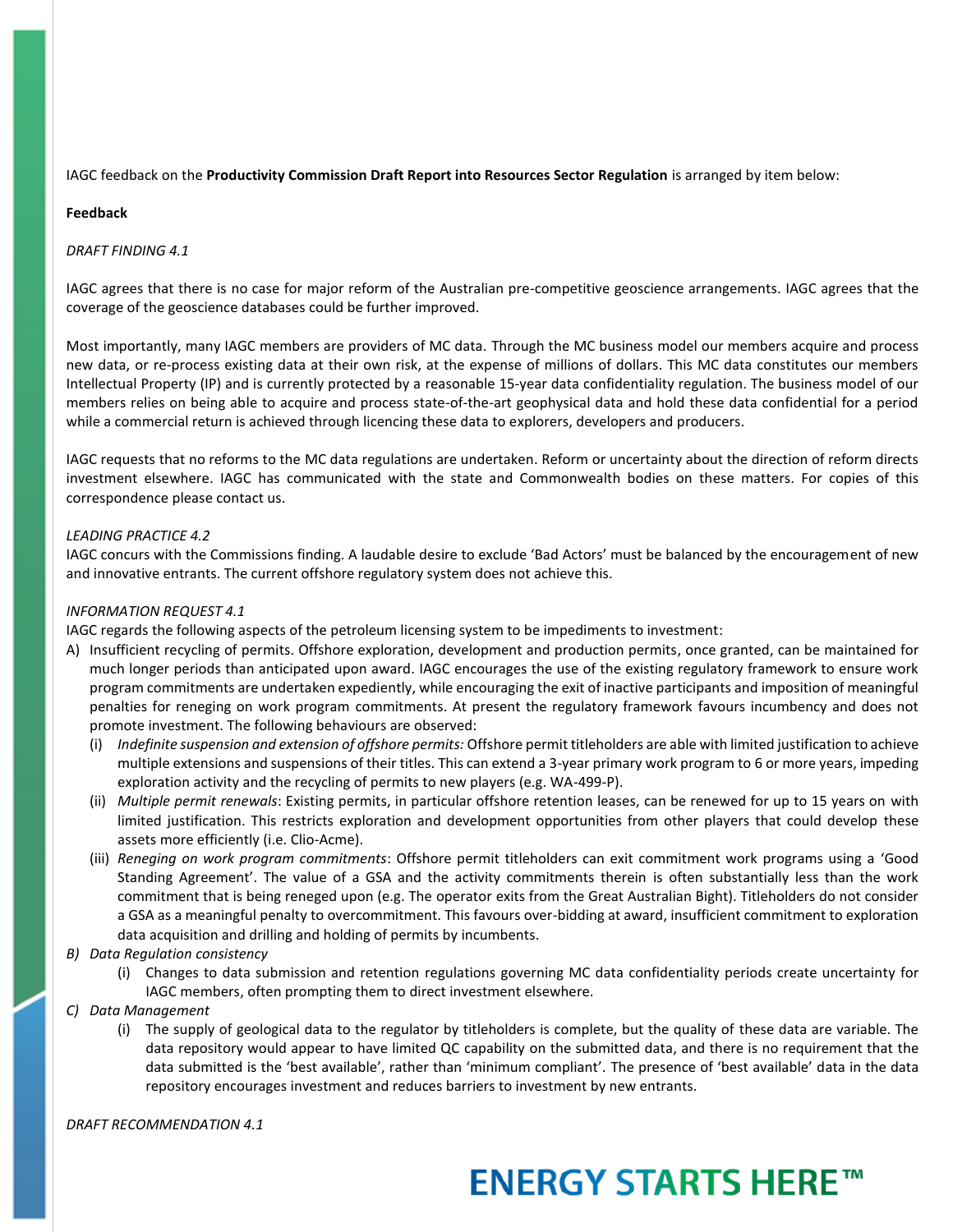IAGC feedback on the **Productivity Commission Draft Report into Resources Sector Regulation** is arranged by item below:

**Feedback**

*DRAFT FINDING 4.1*

IAGC agrees that there is no case for major reform of the Australian pre-competitive geoscience arrangements. IAGC agrees that the coverage of the geoscience databases could be further improved.

Most importantly, many IAGC members are providers of MC data. Through the MC business model our members acquire and process new data, or re-process existing data at their own risk, at the expense of millions of dollars. This MC data constitutes our members Intellectual Property (IP) and is currently protected by a reasonable 15-year data confidentiality regulation. The business model of our members relies on being able to acquire and process state-of-the-art geophysical data and hold these data confidential for a period while a commercial return is achieved through licencing these data to explorers, developers and producers.

IAGC requests that no reforms to the MC data regulations are undertaken. Reform or uncertainty about the direction of reform directs investment elsewhere. IAGC has communicated with the state and Commonwealth bodies on these matters. For copies of this correspondence please contact us.

*LEADING PRACTICE 4.2*

IAGC concurs with the Commissions finding. A laudable desire to exclude 'Bad Actors' must be balanced by the encouragement of new and innovative entrants. The current offshore regulatory system does not achieve this.

*INFORMATION REQUEST 4.1*

IAGC regards the following aspects of the petroleum licensing system to be impediments to investment:

A) Insufficient recycling of permits. Offshore exploration, development and production permits, once granted, can be maintained for much longer periods than anticipated upon award. IAGC encourages the use of the existing regulatory framework to ensure work program commitments are undertaken expediently, while encouraging the exit of inactive participants and imposition of meaningful penalties for reneging on work program commitments. At present the regulatory framework favours incumbency and does not promote investment. The following behaviours are observed:
   - (i) *Indefinite suspension and extension of offshore permits:* Offshore permit titleholders are able with limited justification to achieve multiple extensions and suspensions of their titles. This can extend a 3-year primary work program to 6 or more years, impeding exploration activity and the recycling of permits to new players (e.g. WA-499-P).
   - (ii) *Multiple permit renewals*: Existing permits, in particular offshore retention leases, can be renewed for up to 15 years on with limited justification. This restricts exploration and development opportunities from other players that could develop these assets more efficiently (i.e. Clio-Acme).
   - (iii) *Reneging on work program commitments*: Offshore permit titleholders can exit commitment work programs using a 'Good Standing Agreement'. The value of a GSA and the activity commitments therein is often substantially less than the work commitment that is being reneged upon (e.g. The operator exits from the Great Australian Bight). Titleholders do not consider a GSA as a meaningful penalty to overcommitment. This favours over-bidding at award, insufficient commitment to exploration data acquisition and drilling and holding of permits by incumbents.

B) *Data Regulation consistency*
   - (i) Changes to data submission and retention regulations governing MC data confidentiality periods create uncertainty for IAGC members, often prompting them to direct investment elsewhere.

C) *Data Management*
   - (i) The supply of geological data to the regulator by titleholders is complete, but the quality of these data are variable. The data repository would appear to have limited QC capability on the submitted data, and there is no requirement that the data submitted is the 'best available', rather than 'minimum compliant'. The presence of 'best available' data in the data repository encourages investment and reduces barriers to investment by new entrants.

*DRAFT RECOMMENDATION 4.1*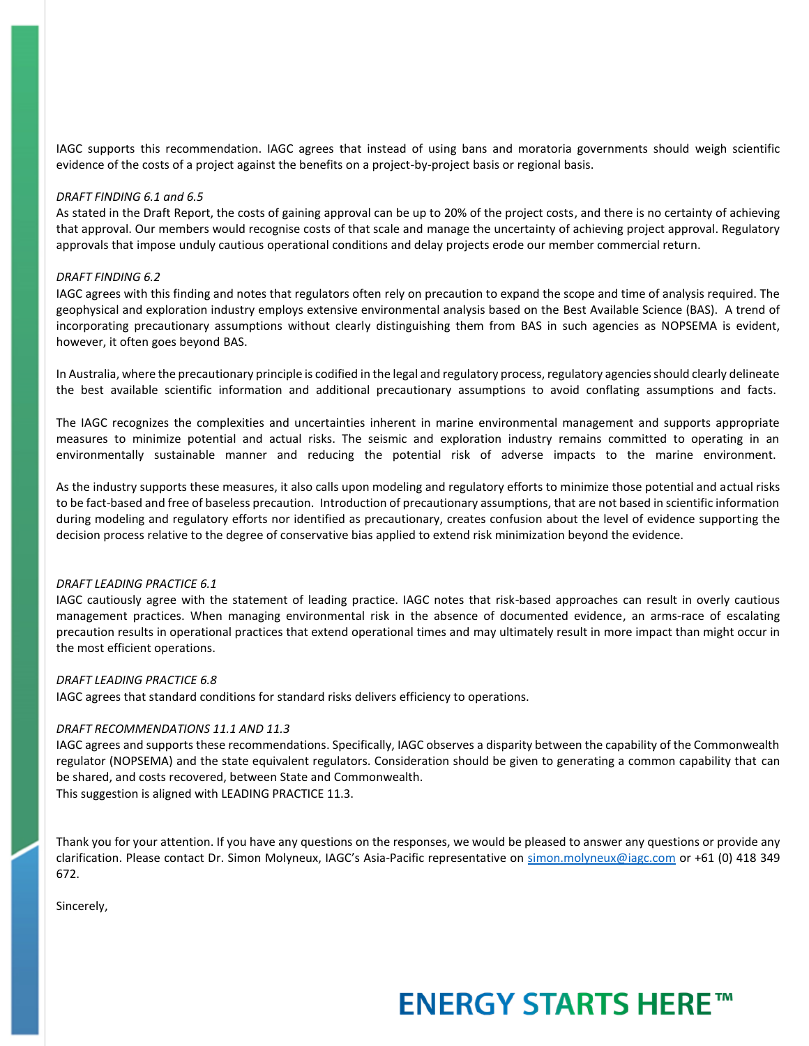IAGC supports this recommendation. IAGC agrees that instead of using bans and moratoria governments should weigh scientific evidence of the costs of a project against the benefits on a project-by-project basis or regional basis.

*DRAFT FINDING 6.1 and 6.5*

As stated in the Draft Report, the costs of gaining approval can be up to 20% of the project costs, and there is no certainty of achieving that approval. Our members would recognise costs of that scale and manage the uncertainty of achieving project approval. Regulatory approvals that impose unduly cautious operational conditions and delay projects erode our member commercial return.

*DRAFT FINDING 6.2*

IAGC agrees with this finding and notes that regulators often rely on precaution to expand the scope and time of analysis required. The geophysical and exploration industry employs extensive environmental analysis based on the Best Available Science (BAS). A trend of incorporating precautionary assumptions without clearly distinguishing them from BAS in such agencies as NOPSEMA is evident, however, it often goes beyond BAS.

In Australia, where the precautionary principle is codified in the legal and regulatory process, regulatory agencies should clearly delineate the best available scientific information and additional precautionary assumptions to avoid conflating assumptions and facts.

The IAGC recognizes the complexities and uncertainties inherent in marine environmental management and supports appropriate measures to minimize potential and actual risks. The seismic and exploration industry remains committed to operating in an environmentally sustainable manner and reducing the potential risk of adverse impacts to the marine environment.

As the industry supports these measures, it also calls upon modeling and regulatory efforts to minimize those potential and actual risks to be fact-based and free of baseless precaution. Introduction of precautionary assumptions, that are not based in scientific information during modeling and regulatory efforts nor identified as precautionary, creates confusion about the level of evidence supporting the decision process relative to the degree of conservative bias applied to extend risk minimization beyond the evidence.

*DRAFT LEADING PRACTICE 6.1*

IAGC cautiously agree with the statement of leading practice. IAGC notes that risk-based approaches can result in overly cautious management practices. When managing environmental risk in the absence of documented evidence, an arms-race of escalating precaution results in operational practices that extend operational times and may ultimately result in more impact than might occur in the most efficient operations.

*DRAFT LEADING PRACTICE 6.8*

IAGC agrees that standard conditions for standard risks delivers efficiency to operations.

*DRAFT RECOMMENDATIONS 11.1 AND 11.3*

IAGC agrees and supports these recommendations. Specifically, IAGC observes a disparity between the capability of the Commonwealth regulator (NOPSEMA) and the state equivalent regulators. Consideration should be given to generating a common capability that can be shared, and costs recovered, between State and Commonwealth.
This suggestion is aligned with LEADING PRACTICE 11.3.

Thank you for your attention. If you have any questions on the responses, we would be pleased to answer any questions or provide any clarification. Please contact Dr. Simon Molyneux, IAGC's Asia-Pacific representative on simon.molyneux@iagc.com or +61 (0) 418 349 672.

Sincerely,

**ENERGY STARTS HERE™**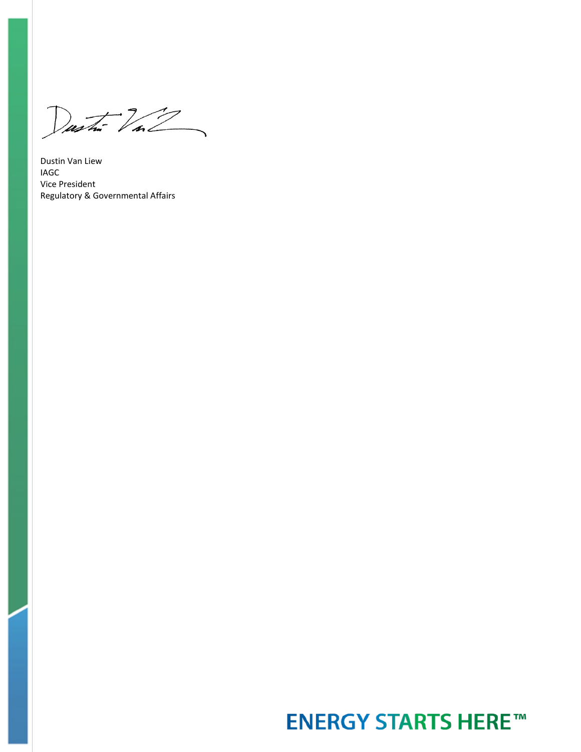Dustin Van Liew
IAGC
Vice President
Regulatory & Governmental Affairs